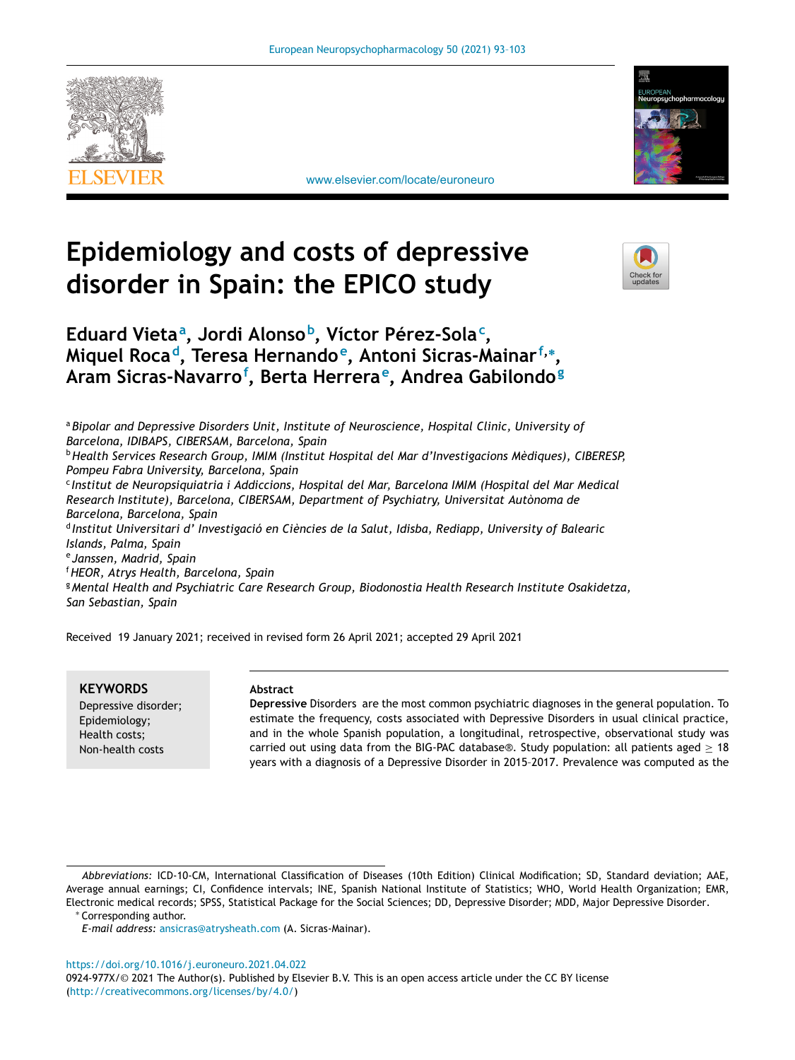# Epidemiology and costs of depressive disorder in Spain: the EPICO study

**Eduard Vieta[a], Jordi Alonso[b], Víctor Pérez-Sola[c], Miquel Roca[d], Teresa Hernando[e], Antoni Sicras-Mainar[f,*], Aram Sicras-Navarro[f], Berta Herrera[e], Andrea Gabilondo[g]**

[a] *Bipolar and Depressive Disorders Unit, Institute of Neuroscience, Hospital Clinic, University of Barcelona, IDIBAPS, CIBERSAM, Barcelona, Spain*
[b] *Health Services Research Group, IMIM (Institut Hospital del Mar d'Investigacions Mèdiques), CIBERESP, Pompeu Fabra University, Barcelona, Spain*
[c] *Institut de Neuropsiquiatria i Addiccions, Hospital del Mar, Barcelona IMIM (Hospital del Mar Medical Research Institute), Barcelona, CIBERSAM, Department of Psychiatry, Universitat Autònoma de Barcelona, Barcelona, Spain*
[d] *Institut Universitari d' Investigació en Ciències de la Salut, Idisba, Rediapp, University of Balearic Islands, Palma, Spain*
[e] *Janssen, Madrid, Spain*
[f] *HEOR, Atrys Health, Barcelona, Spain*
[g] *Mental Health and Psychiatric Care Research Group, Biodonostia Health Research Institute Osakidetza, San Sebastian, Spain*

Received 19 January 2021; received in revised form 26 April 2021; accepted 29 April 2021

**KEYWORDS**
Depressive disorder;
Epidemiology;
Health costs;
Non-health costs

**Abstract**

**Depressive** Disorders are the most common psychiatric diagnoses in the general population. To estimate the frequency, costs associated with Depressive Disorders in usual clinical practice, and in the whole Spanish population, a longitudinal, retrospective, observational study was carried out using data from the BIG-PAC database®. Study population: all patients aged ≥ 18 years with a diagnosis of a Depressive Disorder in 2015–2017. Prevalence was computed as the

---

*Abbreviations:* ICD-10-CM, International Classification of Diseases (10th Edition) Clinical Modification; SD, Standard deviation; AAE, Average annual earnings; CI, Confidence intervals; INE, Spanish National Institute of Statistics; WHO, World Health Organization; EMR, Electronic medical records; SPSS, Statistical Package for the Social Sciences; DD, Depressive Disorder; MDD, Major Depressive Disorder.

* Corresponding author.
*E-mail address:* ansicras@atryshealth.com (A. Sicras-Mainar).

https://doi.org/10.1016/j.euroneuro.2021.04.022
0924-977X/© 2021 The Author(s). Published by Elsevier B.V. This is an open access article under the CC BY license (http://creativecommons.org/licenses/by/4.0/)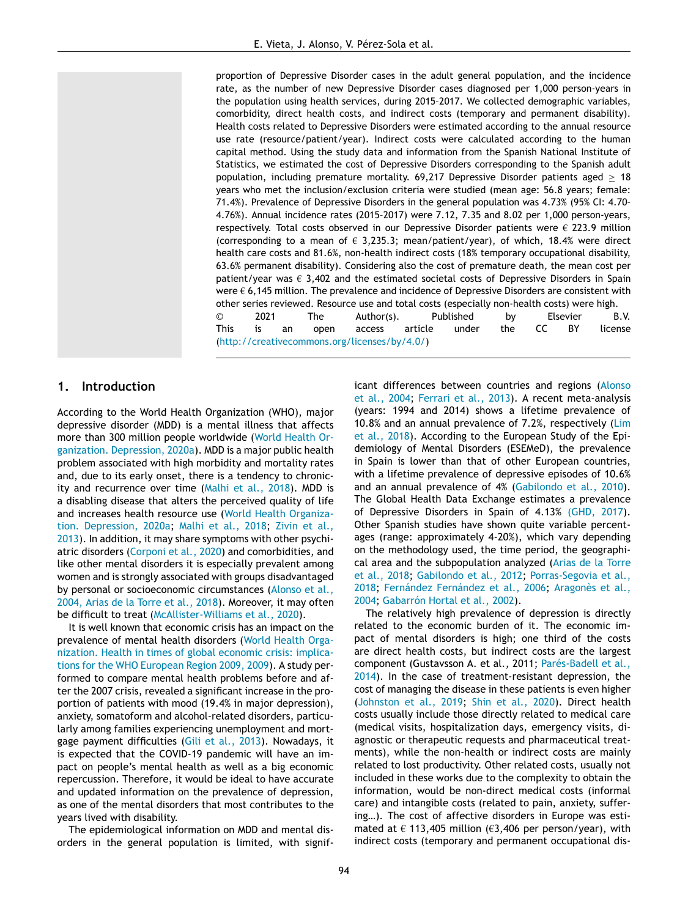proportion of Depressive Disorder cases in the adult general population, and the incidence rate, as the number of new Depressive Disorder cases diagnosed per 1,000 person-years in the population using health services, during 2015–2017. We collected demographic variables, comorbidity, direct health costs, and indirect costs (temporary and permanent disability). Health costs related to Depressive Disorders were estimated according to the annual resource use rate (resource/patient/year). Indirect costs were calculated according to the human capital method. Using the study data and information from the Spanish National Institute of Statistics, we estimated the cost of Depressive Disorders corresponding to the Spanish adult population, including premature mortality. 69,217 Depressive Disorder patients aged ≥ 18 years who met the inclusion/exclusion criteria were studied (mean age: 56.8 years; female: 71.4%). Prevalence of Depressive Disorders in the general population was 4.73% (95% CI: 4.70–4.76%). Annual incidence rates (2015–2017) were 7.12, 7.35 and 8.02 per 1,000 person-years, respectively. Total costs observed in our Depressive Disorder patients were € 223.9 million (corresponding to a mean of € 3,235.3; mean/patient/year), of which, 18.4% were direct health care costs and 81.6%, non-health indirect costs (18% temporary occupational disability, 63.6% permanent disability). Considering also the cost of premature death, the mean cost per patient/year was € 3,402 and the estimated societal costs of Depressive Disorders in Spain were € 6,145 million. The prevalence and incidence of Depressive Disorders are consistent with other series reviewed. Resource use and total costs (especially non-health costs) were high.

© 2021 The Author(s). Published by Elsevier B.V. This is an open access article under the CC BY license (http://creativecommons.org/licenses/by/4.0/)

## 1. Introduction

According to the World Health Organization (WHO), major depressive disorder (MDD) is a mental illness that affects more than 300 million people worldwide (World Health Organization. Depression, 2020a). MDD is a major public health problem associated with high morbidity and mortality rates and, due to its early onset, there is a tendency to chronicity and recurrence over time (Malhi et al., 2018). MDD is a disabling disease that alters the perceived quality of life and increases health resource use (World Health Organization. Depression, 2020a; Malhi et al., 2018; Zivin et al., 2013). In addition, it may share symptoms with other psychiatric disorders (Corponi et al., 2020) and comorbidities, and like other mental disorders it is especially prevalent among women and is strongly associated with groups disadvantaged by personal or socioeconomic circumstances (Alonso et al., 2004, Arias de la Torre et al., 2018). Moreover, it may often be difficult to treat (McAllister-Williams et al., 2020).

It is well known that economic crisis has an impact on the prevalence of mental health disorders (World Health Organization. Health in times of global economic crisis: implications for the WHO European Region 2009, 2009). A study performed to compare mental health problems before and after the 2007 crisis, revealed a significant increase in the proportion of patients with mood (19.4% in major depression), anxiety, somatoform and alcohol-related disorders, particularly among families experiencing unemployment and mortgage payment difficulties (Gili et al., 2013). Nowadays, it is expected that the COVID-19 pandemic will have an impact on people's mental health as well as a big economic repercussion. Therefore, it would be ideal to have accurate and updated information on the prevalence of depression, as one of the mental disorders that most contributes to the years lived with disability.

The epidemiological information on MDD and mental disorders in the general population is limited, with significant differences between countries and regions (Alonso et al., 2004; Ferrari et al., 2013). A recent meta-analysis (years: 1994 and 2014) shows a lifetime prevalence of 10.8% and an annual prevalence of 7.2%, respectively (Lim et al., 2018). According to the European Study of the Epidemiology of Mental Disorders (ESEMeD), the prevalence in Spain is lower than that of other European countries, with a lifetime prevalence of depressive episodes of 10.6% and an annual prevalence of 4% (Gabilondo et al., 2010). The Global Health Data Exchange estimates a prevalence of Depressive Disorders in Spain of 4.13% (GHD, 2017). Other Spanish studies have shown quite variable percentages (range: approximately 4-20%), which vary depending on the methodology used, the time period, the geographical area and the subpopulation analyzed (Arias de la Torre et al., 2018; Gabilondo et al., 2012; Porras-Segovia et al., 2018; Fernández Fernández et al., 2006; Aragonès et al., 2004; Gabarrón Hortal et al., 2002).

The relatively high prevalence of depression is directly related to the economic burden of it. The economic impact of mental disorders is high; one third of the costs are direct health costs, but indirect costs are the largest component (Gustavsson A. et al., 2011; Parés-Badell et al., 2014). In the case of treatment-resistant depression, the cost of managing the disease in these patients is even higher (Johnston et al., 2019; Shin et al., 2020). Direct health costs usually include those directly related to medical care (medical visits, hospitalization days, emergency visits, diagnostic or therapeutic requests and pharmaceutical treatments), while the non-health or indirect costs are mainly related to lost productivity. Other related costs, usually not included in these works due to the complexity to obtain the information, would be non-direct medical costs (informal care) and intangible costs (related to pain, anxiety, suffering…). The cost of affective disorders in Europe was estimated at € 113,405 million (€3,406 per person/year), with indirect costs (temporary and permanent occupational dis-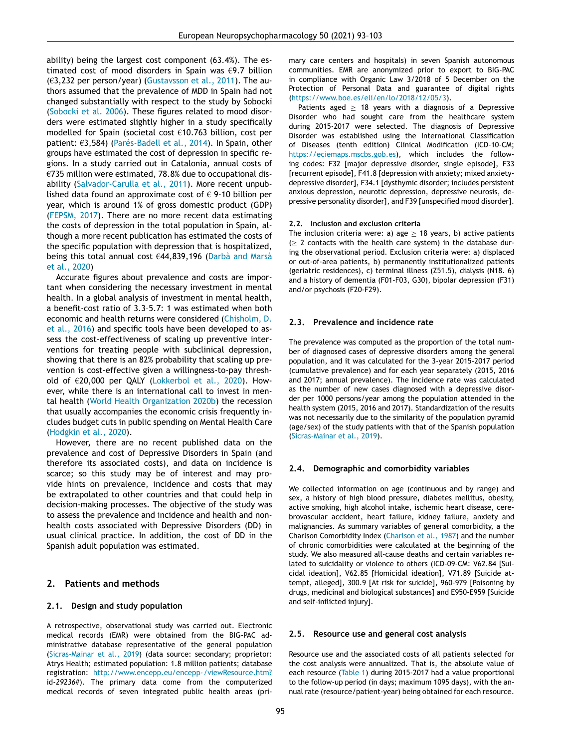ability) being the largest cost component (63.4%). The estimated cost of mood disorders in Spain was €9.7 billion (€3,232 per person/year) (Gustavsson et al., 2011). The authors assumed that the prevalence of MDD in Spain had not changed substantially with respect to the study by Sobocki (Sobocki et al. 2006). These figures related to mood disorders were estimated slightly higher in a study specifically modelled for Spain (societal cost €10.763 billion, cost per patient: €3,584) (Parés-Badell et al., 2014). In Spain, other groups have estimated the cost of depression in specific regions. In a study carried out in Catalonia, annual costs of €735 million were estimated, 78.8% due to occupational disability (Salvador-Carulla et al., 2011). More recent unpublished data found an approximate cost of € 9-10 billion per year, which is around 1% of gross domestic product (GDP) (FEPSM, 2017). There are no more recent data estimating the costs of depression in the total population in Spain, although a more recent publication has estimated the costs of the specific population with depression that is hospitalized, being this total annual cost €44,839,196 (Darbà and Marsà et al., 2020)

Accurate figures about prevalence and costs are important when considering the necessary investment in mental health. In a global analysis of investment in mental health, a benefit-cost ratio of 3.3–5.7: 1 was estimated when both economic and health returns were considered (Chisholm, D. et al., 2016) and specific tools have been developed to assess the cost-effectiveness of scaling up preventive interventions for treating people with subclinical depression, showing that there is an 82% probability that scaling up prevention is cost-effective given a willingness-to-pay threshold of €20,000 per QALY (Lokkerbol et al., 2020). However, while there is an international call to invest in mental health (World Health Organization 2020b) the recession that usually accompanies the economic crisis frequently includes budget cuts in public spending on Mental Health Care (Hodgkin et al., 2020).

However, there are no recent published data on the prevalence and cost of Depressive Disorders in Spain (and therefore its associated costs), and data on incidence is scarce; so this study may be of interest and may provide hints on prevalence, incidence and costs that may be extrapolated to other countries and that could help in decision-making processes. The objective of the study was to assess the prevalence and incidence and health and non-health costs associated with Depressive Disorders (DD) in usual clinical practice. In addition, the cost of DD in the Spanish adult population was estimated.

## 2. Patients and methods

### 2.1. Design and study population

A retrospective, observational study was carried out. Electronic medical records (EMR) were obtained from the BIG-PAC administrative database representative of the general population (Sicras-Mainar et al., 2019) (data source: secondary; proprietor: Atrys Health; estimated population: 1.8 million patients; database registration: http://www.encepp.eu/encepp-/viewResource.htm?id-*29236#*). The primary data come from the computerized medical records of seven integrated public health areas (primary care centers and hospitals) in seven Spanish autonomous communities. EMR are anonymized prior to export to BIG-PAC in compliance with Organic Law 3/2018 of 5 December on the Protection of Personal Data and guarantee of digital rights (https://www.boe.es/eli/en/lo/2018/12/05/3).

Patients aged ≥ 18 years with a diagnosis of a Depressive Disorder who had sought care from the healthcare system during 2015-2017 were selected. The diagnosis of Depressive Disorder was established using the International Classification of Diseases (tenth edition) Clinical Modification (ICD-10-CM; https://eciemaps.mscbs.gob.es), which includes the following codes: F32 [major depressive disorder, single episode], F33 [recurrent episode], F41.8 [depression with anxiety; mixed anxiety-depressive disorder], F34.1 [dysthymic disorder; includes persistent anxious depression, neurotic depression, depressive neurosis, depressive personality disorder], and F39 [unspecified mood disorder].

### 2.2. Inclusion and exclusion criteria

The inclusion criteria were: a) age ≥ 18 years, b) active patients (≥ 2 contacts with the health care system) in the database during the observational period. Exclusion criteria were: a) displaced or out-of-area patients, b) permanently institutionalized patients (geriatric residences), c) terminal illness (Z51.5), dialysis (N18. 6) and a history of dementia (F01-F03, G30), bipolar depression (F31) and/or psychosis (F20-F29).

### 2.3. Prevalence and incidence rate

The prevalence was computed as the proportion of the total number of diagnosed cases of depressive disorders among the general population, and it was calculated for the 3-year 2015-2017 period (cumulative prevalence) and for each year separately (2015, 2016 and 2017; annual prevalence). The incidence rate was calculated as the number of new cases diagnosed with a depressive disorder per 1000 persons/year among the population attended in the health system (2015, 2016 and 2017). Standardization of the results was not necessarily due to the similarity of the population pyramid (age/sex) of the study patients with that of the Spanish population (Sicras-Mainar et al., 2019).

### 2.4. Demographic and comorbidity variables

We collected information on age (continuous and by range) and sex, a history of high blood pressure, diabetes mellitus, obesity, active smoking, high alcohol intake, ischemic heart disease, cerebrovascular accident, heart failure, kidney failure, anxiety and malignancies. As summary variables of general comorbidity, a the Charlson Comorbidity Index (Charlson et al., 1987) and the number of chronic comorbidities were calculated at the beginning of the study. We also measured all-cause deaths and certain variables related to suicidality or violence to others (ICD-09-CM: V62.84 [Suicidal ideation], V62.85 [Homicidal ideation], V71.89 [Suicide attempt, alleged], 300.9 [At risk for suicide], 960-979 [Poisoning by drugs, medicinal and biological substances] and E950-E959 [Suicide and self-inflicted injury].

### 2.5. Resource use and general cost analysis

Resource use and the associated costs of all patients selected for the cost analysis were annualized. That is, the absolute value of each resource (Table 1) during 2015-2017 had a value proportional to the follow-up period (in days; maximum 1095 days), with the annual rate (resource/patient-year) being obtained for each resource.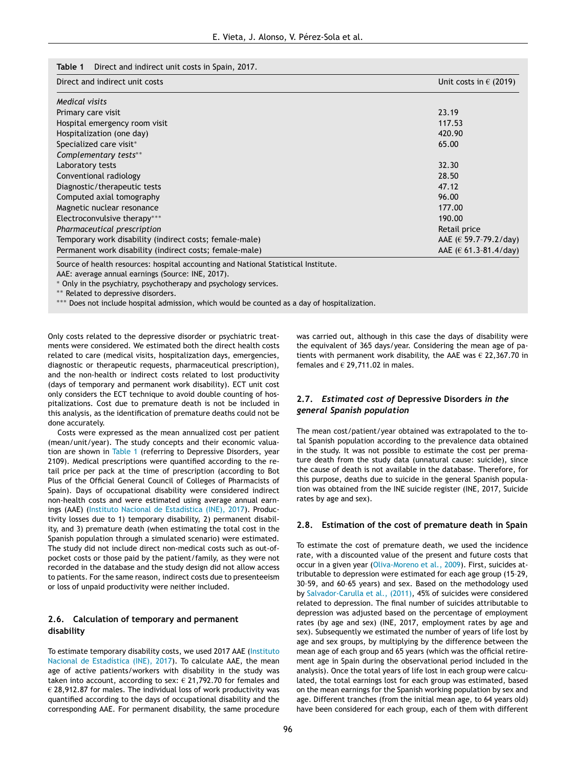**Table 1** Direct and indirect unit costs in Spain, 2017.

| Direct and indirect unit costs | Unit costs in € (2019) |
|---|---|
| *Medical visits* | |
| Primary care visit | 23.19 |
| Hospital emergency room visit | 117.53 |
| Hospitalization (one day) | 420.90 |
| Specialized care visit* | 65.00 |
| *Complementary tests*** | |
| Laboratory tests | 32.30 |
| Conventional radiology | 28.50 |
| Diagnostic/therapeutic tests | 47.12 |
| Computed axial tomography | 96.00 |
| Magnetic nuclear resonance | 177.00 |
| Electroconvulsive therapy*** | 190.00 |
| *Pharmaceutical prescription* | Retail price |
| Temporary work disability (indirect costs; female-male) | AAE (€ 59.7-79.2/day) |
| Permanent work disability (indirect costs; female-male) | AAE (€ 61.3-81.4/day) |

Source of health resources: hospital accounting and National Statistical Institute.

AAE: average annual earnings (Source: INE, 2017).

\* Only in the psychiatry, psychotherapy and psychology services.

** Related to depressive disorders.

*** Does not include hospital admission, which would be counted as a day of hospitalization.

Only costs related to the depressive disorder or psychiatric treatments were considered. We estimated both the direct health costs related to care (medical visits, hospitalization days, emergencies, diagnostic or therapeutic requests, pharmaceutical prescription), and the non-health or indirect costs related to lost productivity (days of temporary and permanent work disability). ECT unit cost only considers the ECT technique to avoid double counting of hospitalizations. Cost due to premature death is not be included in this analysis, as the identification of premature deaths could not be done accurately.

Costs were expressed as the mean annualized cost per patient (mean/unit/year). The study concepts and their economic valuation are shown in Table 1 (referring to Depressive Disorders, year 2109). Medical prescriptions were quantified according to the retail price per pack at the time of prescription (according to Bot Plus of the Official General Council of Colleges of Pharmacists of Spain). Days of occupational disability were considered indirect non-health costs and were estimated using average annual earnings (AAE) (Instituto Nacional de Estadística (INE), 2017). Productivity losses due to 1) temporary disability, 2) permanent disability, and 3) premature death (when estimating the total cost in the Spanish population through a simulated scenario) were estimated. The study did not include direct non-medical costs such as out-of-pocket costs or those paid by the patient/family, as they were not recorded in the database and the study design did not allow access to patients. For the same reason, indirect costs due to presenteeism or loss of unpaid productivity were neither included.

### 2.6. Calculation of temporary and permanent disability

To estimate temporary disability costs, we used 2017 AAE (Instituto Nacional de Estadística (INE), 2017). To calculate AAE, the mean age of active patients/workers with disability in the study was taken into account, according to sex: € 21,792.70 for females and € 28,912.87 for males. The individual loss of work productivity was quantified according to the days of occupational disability and the corresponding AAE. For permanent disability, the same procedure was carried out, although in this case the days of disability were the equivalent of 365 days/year. Considering the mean age of patients with permanent work disability, the AAE was € 22,367.70 in females and € 29,711.02 in males.

### 2.7. *Estimated cost of* Depressive Disorders *in the general Spanish population*

The mean cost/patient/year obtained was extrapolated to the total Spanish population according to the prevalence data obtained in the study. It was not possible to estimate the cost per premature death from the study data (unnatural cause: suicide), since the cause of death is not available in the database. Therefore, for this purpose, deaths due to suicide in the general Spanish population was obtained from the INE suicide register (INE, 2017, Suicide rates by age and sex).

### 2.8. Estimation of the cost of premature death in Spain

To estimate the cost of premature death, we used the incidence rate, with a discounted value of the present and future costs that occur in a given year (Oliva-Moreno et al., 2009). First, suicides attributable to depression were estimated for each age group (15–29, 30–59, and 60–65 years) and sex. Based on the methodology used by Salvador-Carulla et al., (2011), 45% of suicides were considered related to depression. The final number of suicides attributable to depression was adjusted based on the percentage of employment rates (by age and sex) (INE, 2017, employment rates by age and sex). Subsequently we estimated the number of years of life lost by age and sex groups, by multiplying by the difference between the mean age of each group and 65 years (which was the official retirement age in Spain during the observational period included in the analysis). Once the total years of life lost in each group were calculated, the total earnings lost for each group was estimated, based on the mean earnings for the Spanish working population by sex and age. Different tranches (from the initial mean age, to 64 years old) have been considered for each group, each of them with different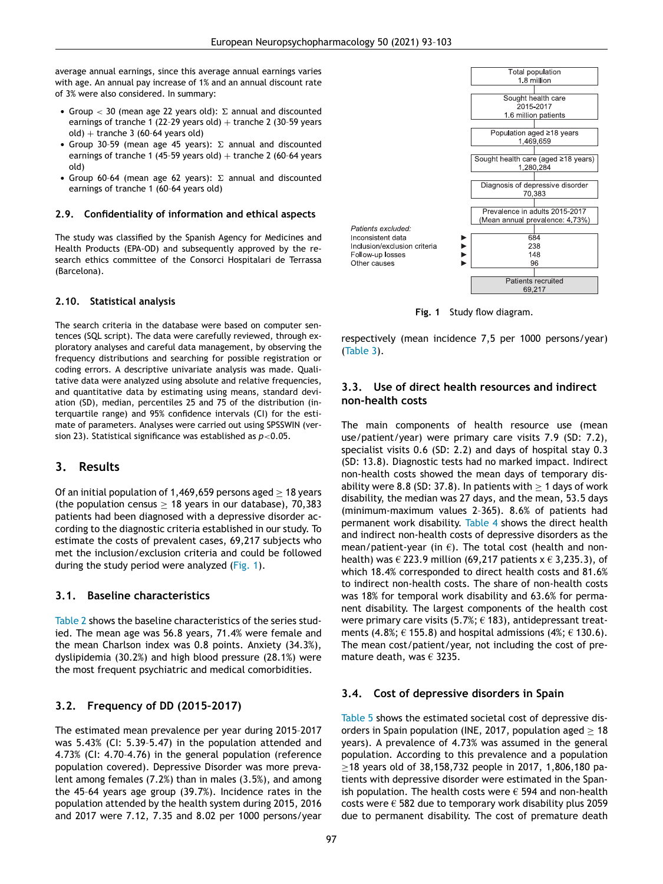average annual earnings, since this average annual earnings varies with age. An annual pay increase of 1% and an annual discount rate of 3% were also considered. In summary:

- Group < 30 (mean age 22 years old): Σ annual and discounted earnings of tranche 1 (22-29 years old) + tranche 2 (30-59 years old) + tranche 3 (60-64 years old)
- Group 30-59 (mean age 45 years): Σ annual and discounted earnings of tranche 1 (45-59 years old) + tranche 2 (60-64 years old)
- Group 60-64 (mean age 62 years): Σ annual and discounted earnings of tranche 1 (60-64 years old)

### 2.9. Confidentiality of information and ethical aspects

The study was classified by the Spanish Agency for Medicines and Health Products (EPA-OD) and subsequently approved by the research ethics committee of the Consorci Hospitalari de Terrassa (Barcelona).

### 2.10. Statistical analysis

The search criteria in the database were based on computer sentences (SQL script). The data were carefully reviewed, through exploratory analyses and careful data management, by observing the frequency distributions and searching for possible registration or coding errors. A descriptive univariate analysis was made. Qualitative data were analyzed using absolute and relative frequencies, and quantitative data by estimating using means, standard deviation (SD), median, percentiles 25 and 75 of the distribution (interquartile range) and 95% confidence intervals (CI) for the estimate of parameters. Analyses were carried out using SPSSWIN (version 23). Statistical significance was established as $p<0.05$.

## 3. Results

Of an initial population of 1,469,659 persons aged ≥ 18 years (the population census ≥ 18 years in our database), 70,383 patients had been diagnosed with a depressive disorder according to the diagnostic criteria established in our study. To estimate the costs of prevalent cases, 69,217 subjects who met the inclusion/exclusion criteria and could be followed during the study period were analyzed (Fig. 1).

Total population 1.8 million
→ Sought health care 2015-2017 1.6 million patients
→ Population aged ≥18 years 1,469,659
→ Sought health care (aged ≥18 years) 1,280,284
→ Diagnosis of depressive disorder 70,383
→ Prevalence in adults 2015-2017 (Mean annual prevalence: 4.73%)

*Patients excluded:*
- Inconsistent data: 684
- Inclusion/exclusion criteria: 238
- Follow-up losses: 148
- Other causes: 96

→ Patients recruited 69,217

**Fig. 1** Study flow diagram.

### 3.1. Baseline characteristics

Table 2 shows the baseline characteristics of the series studied. The mean age was 56.8 years, 71.4% were female and the mean Charlson index was 0.8 points. Anxiety (34.3%), dyslipidemia (30.2%) and high blood pressure (28.1%) were the most frequent psychiatric and medical comorbidities.

### 3.2. Frequency of DD (2015-2017)

The estimated mean prevalence per year during 2015-2017 was 5.43% (CI: 5.39-5.47) in the population attended and 4.73% (CI: 4.70-4.76) in the general population (reference population covered). Depressive Disorder was more prevalent among females (7.2%) than in males (3.5%), and among the 45-64 years age group (39.7%). Incidence rates in the population attended by the health system during 2015, 2016 and 2017 were 7.12, 7.35 and 8.02 per 1000 persons/year respectively (mean incidence 7,5 per 1000 persons/year) (Table 3).

### 3.3. Use of direct health resources and indirect non-health costs

The main components of health resource use (mean use/patient/year) were primary care visits 7.9 (SD: 7.2), specialist visits 0.6 (SD: 2.2) and days of hospital stay 0.3 (SD: 13.8). Diagnostic tests had no marked impact. Indirect non-health costs showed the mean days of temporary disability were 8.8 (SD: 37.8). In patients with ≥ 1 days of work disability, the median was 27 days, and the mean, 53.5 days (minimum-maximum values 2-365). 8.6% of patients had permanent work disability. Table 4 shows the direct health and indirect non-health costs of depressive disorders as the mean/patient-year (in €). The total cost (health and non-health) was € 223.9 million (69,217 patients x € 3,235.3), of which 18.4% corresponded to direct health costs and 81.6% to indirect non-health costs. The share of non-health costs was 18% for temporal work disability and 63.6% for permanent disability. The largest components of the health cost were primary care visits (5.7%; € 183), antidepressant treatments (4.8%; € 155.8) and hospital admissions (4%; € 130.6). The mean cost/patient/year, not including the cost of premature death, was € 3235.

### 3.4. Cost of depressive disorders in Spain

Table 5 shows the estimated societal cost of depressive disorders in Spain population (INE, 2017, population aged ≥ 18 years). A prevalence of 4.73% was assumed in the general population. According to this prevalence and a population ≥18 years old of 38,158,732 people in 2017, 1,806,180 patients with depressive disorder were estimated in the Spanish population. The health costs were € 594 and non-health costs were € 582 due to temporary work disability plus 2059 due to permanent disability. The cost of premature death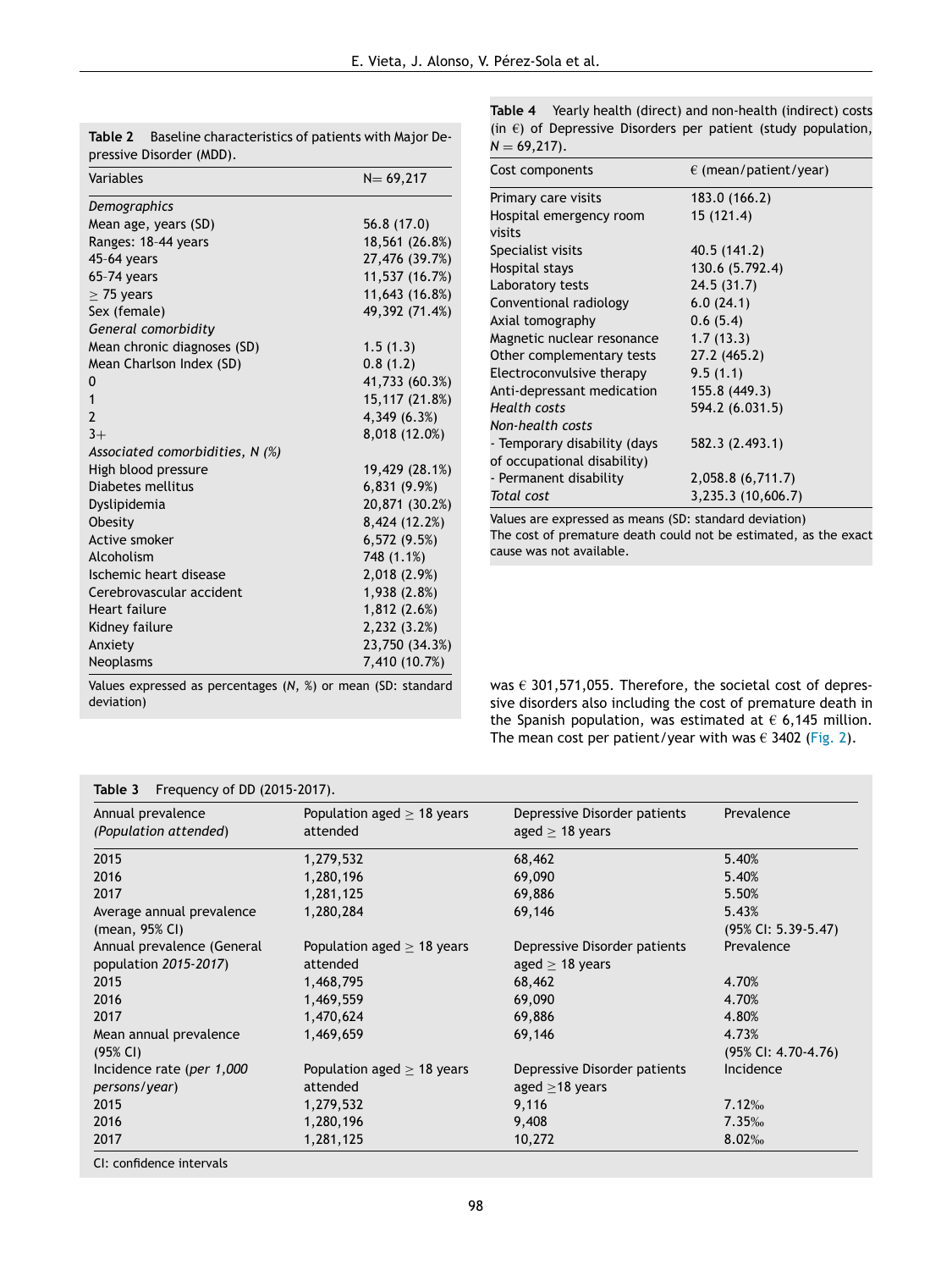**Table 2** Baseline characteristics of patients with Major Depressive Disorder (MDD).

| Variables | N= 69,217 |
|---|---|
| *Demographics* | |
| Mean age, years (SD) | 56.8 (17.0) |
| Ranges: 18-44 years | 18,561 (26.8%) |
| 45-64 years | 27,476 (39.7%) |
| 65-74 years | 11,537 (16.7%) |
| $\geq$ 75 years | 11,643 (16.8%) |
| Sex (female) | 49,392 (71.4%) |
| *General comorbidity* | |
| Mean chronic diagnoses (SD) | 1.5 (1.3) |
| Mean Charlson Index (SD) | 0.8 (1.2) |
| 0 | 41,733 (60.3%) |
| 1 | 15,117 (21.8%) |
| 2 | 4,349 (6.3%) |
| 3+ | 8,018 (12.0%) |
| *Associated comorbidities, N (%)* | |
| High blood pressure | 19,429 (28.1%) |
| Diabetes mellitus | 6,831 (9.9%) |
| Dyslipidemia | 20,871 (30.2%) |
| Obesity | 8,424 (12.2%) |
| Active smoker | 6,572 (9.5%) |
| Alcoholism | 748 (1.1%) |
| Ischemic heart disease | 2,018 (2.9%) |
| Cerebrovascular accident | 1,938 (2.8%) |
| Heart failure | 1,812 (2.6%) |
| Kidney failure | 2,232 (3.2%) |
| Anxiety | 23,750 (34.3%) |
| Neoplasms | 7,410 (10.7%) |

Values expressed as percentages (*N*, %) or mean (SD: standard deviation)

**Table 4** Yearly health (direct) and non-health (indirect) costs (in €) of Depressive Disorders per patient (study population, $N = 69,217$).

| Cost components | € (mean/patient/year) |
|---|---|
| Primary care visits | 183.0 (166.2) |
| Hospital emergency room visits | 15 (121.4) |
| Specialist visits | 40.5 (141.2) |
| Hospital stays | 130.6 (5.792.4) |
| Laboratory tests | 24.5 (31.7) |
| Conventional radiology | 6.0 (24.1) |
| Axial tomography | 0.6 (5.4) |
| Magnetic nuclear resonance | 1.7 (13.3) |
| Other complementary tests | 27.2 (465.2) |
| Electroconvulsive therapy | 9.5 (1.1) |
| Anti-depressant medication | 155.8 (449.3) |
| *Health costs* | 594.2 (6.031.5) |
| *Non-health costs* | |
| - Temporary disability (days of occupational disability) | 582.3 (2.493.1) |
| - Permanent disability | 2,058.8 (6,711.7) |
| *Total cost* | 3,235.3 (10,606.7) |

Values are expressed as means (SD: standard deviation)
The cost of premature death could not be estimated, as the exact cause was not available.

was € 301,571,055. Therefore, the societal cost of depressive disorders also including the cost of premature death in the Spanish population, was estimated at € 6,145 million. The mean cost per patient/year with was € 3402 (Fig. 2).

**Table 3** Frequency of DD (2015-2017).

| Annual prevalence *(Population attended)* | Population aged $\geq$ 18 years attended | Depressive Disorder patients aged $\geq$ 18 years | Prevalence |
|---|---|---|---|
| 2015 | 1,279,532 | 68,462 | 5.40% |
| 2016 | 1,280,196 | 69,090 | 5.40% |
| 2017 | 1,281,125 | 69,886 | 5.50% |
| Average annual prevalence (mean, 95% CI) | 1,280,284 | 69,146 | 5.43% (95% CI: 5.39-5.47) |
| Annual prevalence (General population *2015-2017*) | Population aged $\geq$ 18 years attended | Depressive Disorder patients aged $\geq$ 18 years | Prevalence |
| 2015 | 1,468,795 | 68,462 | 4.70% |
| 2016 | 1,469,559 | 69,090 | 4.70% |
| 2017 | 1,470,624 | 69,886 | 4.80% |
| Mean annual prevalence (95% CI) | 1,469,659 | 69,146 | 4.73% (95% CI: 4.70-4.76) |
| Incidence rate *(per 1,000 persons/year)* | Population aged $\geq$ 18 years attended | Depressive Disorder patients aged $\geq$18 years | Incidence |
| 2015 | 1,279,532 | 9,116 | 7.12‰ |
| 2016 | 1,280,196 | 9,408 | 7.35‰ |
| 2017 | 1,281,125 | 10,272 | 8.02‰ |

CI: confidence intervals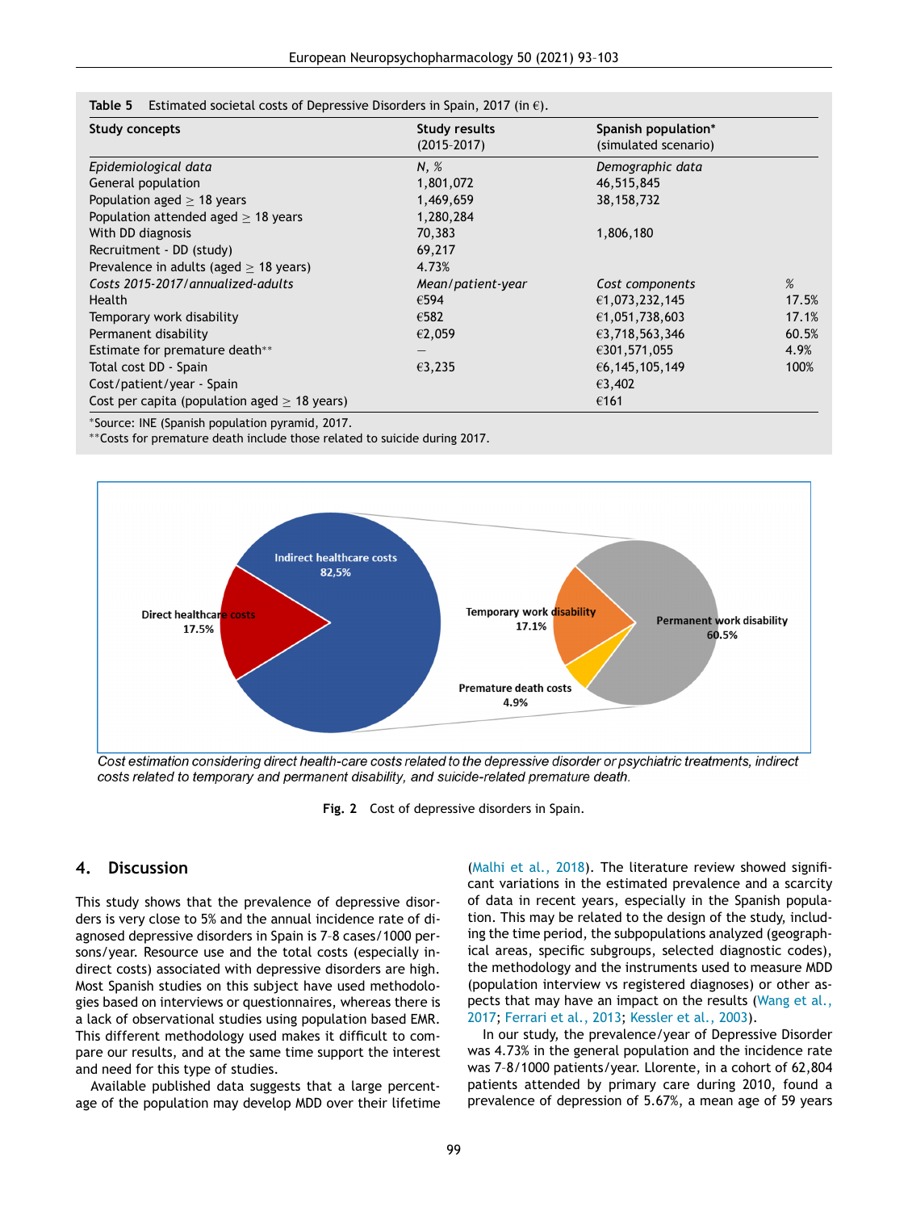**Table 5** Estimated societal costs of Depressive Disorders in Spain, 2017 (in €).

| Study concepts | Study results (2015-2017) | Spanish population* (simulated scenario) | |
|---|---|---|---|
| *Epidemiological data* | *N, %* | *Demographic data* | |
| General population | 1,801,072 | 46,515,845 | |
| Population aged ≥ 18 years | 1,469,659 | 38,158,732 | |
| Population attended aged ≥ 18 years | 1,280,284 | | |
| With DD diagnosis | 70,383 | 1,806,180 | |
| Recruitment - DD (study) | 69,217 | | |
| Prevalence in adults (aged ≥ 18 years) | 4.73% | | |
| *Costs 2015-2017/annualized-adults* | *Mean/patient-year* | *Cost components* | *%* |
| Health | €594 | €1,073,232,145 | 17.5% |
| Temporary work disability | €582 | €1,051,738,603 | 17.1% |
| Permanent disability | €2,059 | €3,718,563,346 | 60.5% |
| Estimate for premature death** | – | €301,571,055 | 4.9% |
| Total cost DD - Spain | €3,235 | €6,145,105,149 | 100% |
| Cost/patient/year - Spain | | €3,402 | |
| Cost per capita (population aged ≥ 18 years) | | €161 | |

*Source: INE (Spanish population pyramid, 2017.
**Costs for premature death include those related to suicide during 2017.

*Cost estimation considering direct health-care costs related to the depressive disorder or psychiatric treatments, indirect costs related to temporary and permanent disability, and suicide-related premature death.*

**Fig. 2** Cost of depressive disorders in Spain.

## 4. Discussion

This study shows that the prevalence of depressive disorders is very close to 5% and the annual incidence rate of diagnosed depressive disorders in Spain is 7–8 cases/1000 persons/year. Resource use and the total costs (especially indirect costs) associated with depressive disorders are high. Most Spanish studies on this subject have used methodologies based on interviews or questionnaires, whereas there is a lack of observational studies using population based EMR. This different methodology used makes it difficult to compare our results, and at the same time support the interest and need for this type of studies.

Available published data suggests that a large percentage of the population may develop MDD over their lifetime (Malhi et al., 2018). The literature review showed significant variations in the estimated prevalence and a scarcity of data in recent years, especially in the Spanish population. This may be related to the design of the study, including the time period, the subpopulations analyzed (geographical areas, specific subgroups, selected diagnostic codes), the methodology and the instruments used to measure MDD (population interview vs registered diagnoses) or other aspects that may have an impact on the results (Wang et al., 2017; Ferrari et al., 2013; Kessler et al., 2003).

In our study, the prevalence/year of Depressive Disorder was 4.73% in the general population and the incidence rate was 7–8/1000 patients/year. Llorente, in a cohort of 62,804 patients attended by primary care during 2010, found a prevalence of depression of 5.67%, a mean age of 59 years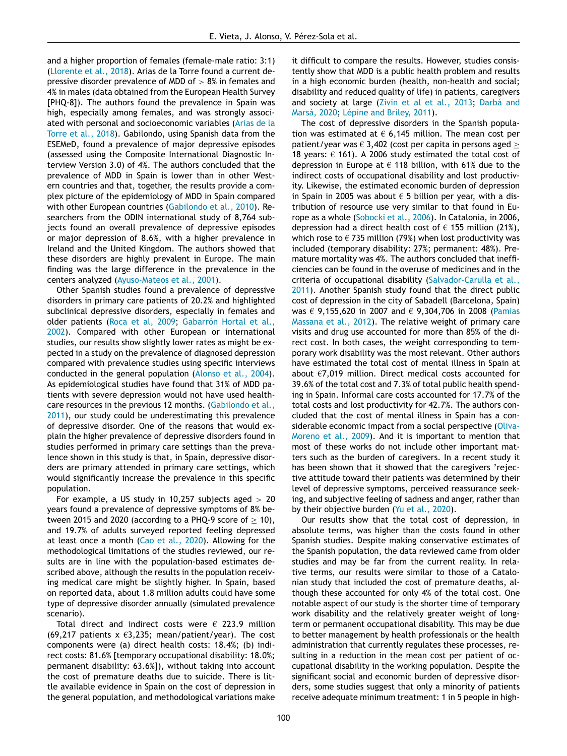and a higher proportion of females (female-male ratio: 3:1) (Llorente et al., 2018). Arias de la Torre found a current depressive disorder prevalence of MDD of > 8% in females and 4% in males (data obtained from the European Health Survey [PHQ-8]). The authors found the prevalence in Spain was high, especially among females, and was strongly associated with personal and socioeconomic variables (Arias de la Torre et al., 2018). Gabilondo, using Spanish data from the ESEMeD, found a prevalence of major depressive episodes (assessed using the Composite International Diagnostic Interview Version 3.0) of 4%. The authors concluded that the prevalence of MDD in Spain is lower than in other Western countries and that, together, the results provide a complex picture of the epidemiology of MDD in Spain compared with other European countries (Gabilondo et al., 2010). Researchers from the ODIN international study of 8,764 subjects found an overall prevalence of depressive episodes or major depression of 8.6%, with a higher prevalence in Ireland and the United Kingdom. The authors showed that these disorders are highly prevalent in Europe. The main finding was the large difference in the prevalence in the centers analyzed (Ayuso-Mateos et al., 2001).

Other Spanish studies found a prevalence of depressive disorders in primary care patients of 20.2% and highlighted subclinical depressive disorders, especially in females and older patients (Roca et al, 2009; Gabarrón Hortal et al., 2002). Compared with other European or international studies, our results show slightly lower rates as might be expected in a study on the prevalence of diagnosed depression compared with prevalence studies using specific interviews conducted in the general population (Alonso et al., 2004). As epidemiological studies have found that 31% of MDD patients with severe depression would not have used healthcare resources in the previous 12 months. (Gabilondo et al., 2011), our study could be underestimating this prevalence of depressive disorder. One of the reasons that would explain the higher prevalence of depressive disorders found in studies performed in primary care settings than the prevalence shown in this study is that, in Spain, depressive disorders are primary attended in primary care settings, which would significantly increase the prevalence in this specific population.

For example, a US study in 10,257 subjects aged > 20 years found a prevalence of depressive symptoms of 8% between 2015 and 2020 (according to a PHQ-9 score of ≥ 10), and 19.7% of adults surveyed reported feeling depressed at least once a month (Cao et al., 2020). Allowing for the methodological limitations of the studies reviewed, our results are in line with the population-based estimates described above, although the results in the population receiving medical care might be slightly higher. In Spain, based on reported data, about 1.8 million adults could have some type of depressive disorder annually (simulated prevalence scenario).

Total direct and indirect costs were € 223.9 million (69,217 patients x €3,235; mean/patient/year). The cost components were (a) direct health costs: 18.4%; (b) indirect costs: 81.6% [temporary occupational disability: 18.0%; permanent disability: 63.6%]), without taking into account the cost of premature deaths due to suicide. There is little available evidence in Spain on the cost of depression in the general population, and methodological variations make it difficult to compare the results. However, studies consistently show that MDD is a public health problem and results in a high economic burden (health, non-health and social; disability and reduced quality of life) in patients, caregivers and society at large (Zivin et al et al., 2013; Darbá and Marsá, 2020; Lépine and Briley, 2011).

The cost of depressive disorders in the Spanish population was estimated at € 6,145 million. The mean cost per patient/year was € 3,402 (cost per capita in persons aged ≥ 18 years: € 161). A 2006 study estimated the total cost of depression in Europe at € 118 billion, with 61% due to the indirect costs of occupational disability and lost productivity. Likewise, the estimated economic burden of depression in Spain in 2005 was about € 5 billion per year, with a distribution of resource use very similar to that found in Europe as a whole (Sobocki et al., 2006). In Catalonia, in 2006, depression had a direct health cost of € 155 million (21%), which rose to € 735 million (79%) when lost productivity was included (temporary disability: 27%; permanent: 48%). Premature mortality was 4%. The authors concluded that inefficiencies can be found in the overuse of medicines and in the criteria of occupational disability (Salvador-Carulla et al., 2011). Another Spanish study found that the direct public cost of depression in the city of Sabadell (Barcelona, Spain) was € 9,155,620 in 2007 and € 9,304,706 in 2008 (Pamias Massana et al., 2012). The relative weight of primary care visits and drug use accounted for more than 85% of the direct cost. In both cases, the weight corresponding to temporary work disability was the most relevant. Other authors have estimated the total cost of mental illness in Spain at about €7,019 million. Direct medical costs accounted for 39.6% of the total cost and 7.3% of total public health spending in Spain. Informal care costs accounted for 17.7% of the total costs and lost productivity for 42.7%. The authors concluded that the cost of mental illness in Spain has a considerable economic impact from a social perspective (Oliva-Moreno et al., 2009). And it is important to mention that most of these works do not include other important matters such as the burden of caregivers. In a recent study it has been shown that it showed that the caregivers 'rejective attitude toward their patients was determined by their level of depressive symptoms, perceived reassurance seeking, and subjective feeling of sadness and anger, rather than by their objective burden (Yu et al., 2020).

Our results show that the total cost of depression, in absolute terms, was higher than the costs found in other Spanish studies. Despite making conservative estimates of the Spanish population, the data reviewed came from older studies and may be far from the current reality. In relative terms, our results were similar to those of a Catalonian study that included the cost of premature deaths, although these accounted for only 4% of the total cost. One notable aspect of our study is the shorter time of temporary work disability and the relatively greater weight of long-term or permanent occupational disability. This may be due to better management by health professionals or the health administration that currently regulates these processes, resulting in a reduction in the mean cost per patient of occupational disability in the working population. Despite the significant social and economic burden of depressive disorders, some studies suggest that only a minority of patients receive adequate minimum treatment: 1 in 5 people in high-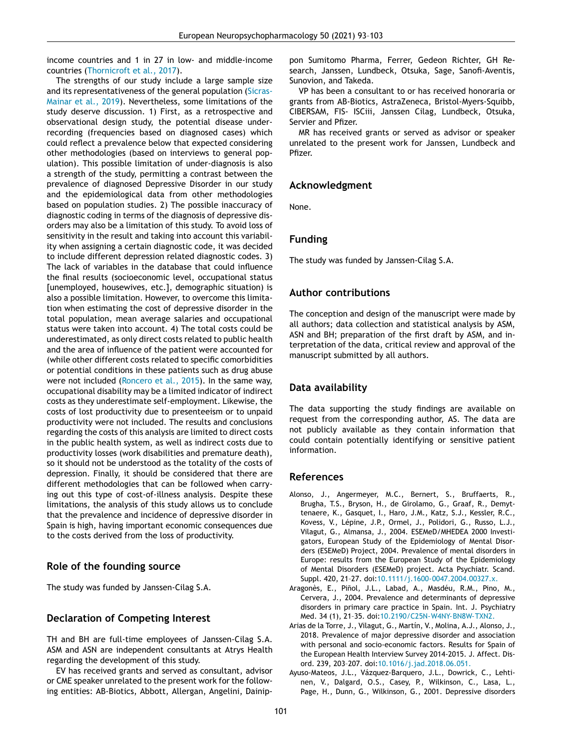income countries and 1 in 27 in low- and middle-income countries (Thornicroft et al., 2017).

The strengths of our study include a large sample size and its representativeness of the general population (Sicras-Mainar et al., 2019). Nevertheless, some limitations of the study deserve discussion. 1) First, as a retrospective and observational design study, the potential disease under-recording (frequencies based on diagnosed cases) which could reflect a prevalence below that expected considering other methodologies (based on interviews to general population). This possible limitation of under-diagnosis is also a strength of the study, permitting a contrast between the prevalence of diagnosed Depressive Disorder in our study and the epidemiological data from other methodologies based on population studies. 2) The possible inaccuracy of diagnostic coding in terms of the diagnosis of depressive disorders may also be a limitation of this study. To avoid loss of sensitivity in the result and taking into account this variability when assigning a certain diagnostic code, it was decided to include different depression related diagnostic codes. 3) The lack of variables in the database that could influence the final results (socioeconomic level, occupational status [unemployed, housewives, etc.], demographic situation) is also a possible limitation. However, to overcome this limitation when estimating the cost of depressive disorder in the total population, mean average salaries and occupational status were taken into account. 4) The total costs could be underestimated, as only direct costs related to public health and the area of influence of the patient were accounted for (while other different costs related to specific comorbidities or potential conditions in these patients such as drug abuse were not included (Roncero et al., 2015). In the same way, occupational disability may be a limited indicator of indirect costs as they underestimate self-employment. Likewise, the costs of lost productivity due to presenteeism or to unpaid productivity were not included. The results and conclusions regarding the costs of this analysis are limited to direct costs in the public health system, as well as indirect costs due to productivity losses (work disabilities and premature death), so it should not be understood as the totality of the costs of depression. Finally, it should be considered that there are different methodologies that can be followed when carrying out this type of cost-of-illness analysis. Despite these limitations, the analysis of this study allows us to conclude that the prevalence and incidence of depressive disorder in Spain is high, having important economic consequences due to the costs derived from the loss of productivity.

## Role of the founding source

The study was funded by Janssen-Cilag S.A.

## Declaration of Competing Interest

TH and BH are full-time employees of Janssen-Cilag S.A. ASM and ASN are independent consultants at Atrys Health regarding the development of this study.

EV has received grants and served as consultant, advisor or CME speaker unrelated to the present work for the following entities: AB-Biotics, Abbott, Allergan, Angelini, Dainippon Sumitomo Pharma, Ferrer, Gedeon Richter, GH Research, Janssen, Lundbeck, Otsuka, Sage, Sanofi-Aventis, Sunovion, and Takeda.

VP has been a consultant to or has received honoraria or grants from AB-Biotics, AstraZeneca, Bristol-Myers-Squibb, CIBERSAM, FIS- ISCiii, Janssen Cilag, Lundbeck, Otsuka, Servier and Pfizer.

MR has received grants or served as advisor or speaker unrelated to the present work for Janssen, Lundbeck and Pfizer.

## Acknowledgment

None.

## Funding

The study was funded by Janssen-Cilag S.A.

## Author contributions

The conception and design of the manuscript were made by all authors; data collection and statistical analysis by ASM, ASN and BH; preparation of the first draft by ASM, and interpretation of the data, critical review and approval of the manuscript submitted by all authors.

## Data availability

The data supporting the study findings are available on request from the corresponding author, AS. The data are not publicly available as they contain information that could contain potentially identifying or sensitive patient information.

## References

Alonso, J., Angermeyer, M.C., Bernert, S., Bruffaerts, R., Brugha, T.S., Bryson, H., de Girolamo, G., Graaf, R., Demyttenaere, K., Gasquet, I., Haro, J.M., Katz, S.J., Kessler, R.C., Kovess, V., Lépine, J.P., Ormel, J., Polidori, G., Russo, L.J., Vilagut, G., Almansa, J., 2004. ESEMeD/MHEDEA 2000 Investigators, European Study of the Epidemiology of Mental Disorders (ESEMeD) Project, 2004. Prevalence of mental disorders in Europe: results from the European Study of the Epidemiology of Mental Disorders (ESEMeD) project. Acta Psychiatr. Scand. Suppl. 420, 21–27. doi:10.1111/j.1600-0047.2004.00327.x.

Aragonès, E., Piñol, J.L., Labad, A., Masdéu, R.M., Pino, M., Cervera, J., 2004. Prevalence and determinants of depressive disorders in primary care practice in Spain. Int. J. Psychiatry Med. 34 (1), 21–35. doi:10.2190/C25N-W4NY-BN8W-TXN2.

Arias de la Torre, J., Vilagut, G., Martín, V., Molina, A.J., Alonso, J., 2018. Prevalence of major depressive disorder and association with personal and socio-economic factors. Results for Spain of the European Health Interview Survey 2014-2015. J. Affect. Disord. 239, 203–207. doi:10.1016/j.jad.2018.06.051.

Ayuso-Mateos, J.L., Vázquez-Barquero, J.L., Dowrick, C., Lehtinen, V., Dalgard, O.S., Casey, P., Wilkinson, C., Lasa, L., Page, H., Dunn, G., Wilkinson, G., 2001. Depressive disorders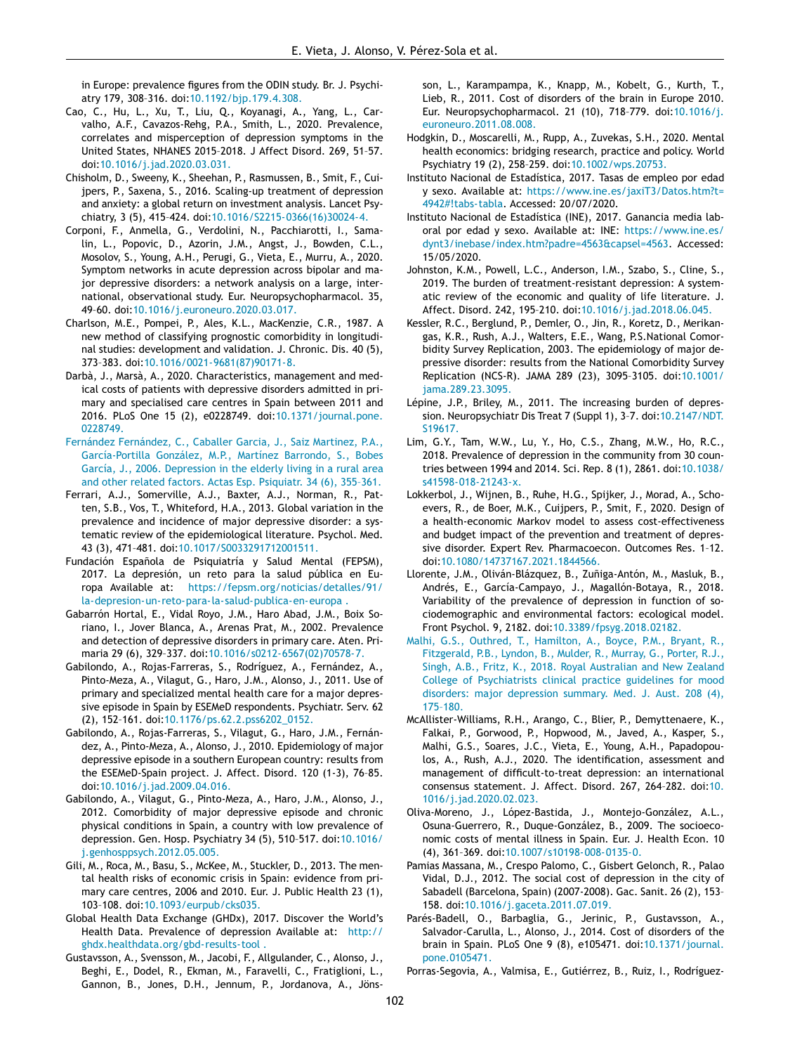in Europe: prevalence figures from the ODIN study. Br. J. Psychiatry 179, 308–316. doi:10.1192/bjp.179.4.308.

Cao, C., Hu, L., Xu, T., Liu, Q., Koyanagi, A., Yang, L., Carvalho, A.F., Cavazos-Rehg, P.A., Smith, L., 2020. Prevalence, correlates and misperception of depression symptoms in the United States, NHANES 2015–2018. J Affect Disord. 269, 51–57. doi:10.1016/j.jad.2020.03.031.

Chisholm, D., Sweeny, K., Sheehan, P., Rasmussen, B., Smit, F., Cuijpers, P., Saxena, S., 2016. Scaling-up treatment of depression and anxiety: a global return on investment analysis. Lancet Psychiatry, 3 (5), 415–424. doi:10.1016/S2215-0366(16)30024-4.

Corponi, F., Anmella, G., Verdolini, N., Pacchiarotti, I., Samalin, L., Popovic, D., Azorin, J.M., Angst, J., Bowden, C.L., Mosolov, S., Young, A.H., Perugi, G., Vieta, E., Murru, A., 2020. Symptom networks in acute depression across bipolar and major depressive disorders: a network analysis on a large, international, observational study. Eur. Neuropsychopharmacol. 35, 49–60. doi:10.1016/j.euroneuro.2020.03.017.

Charlson, M.E., Pompei, P., Ales, K.L., MacKenzie, C.R., 1987. A new method of classifying prognostic comorbidity in longitudinal studies: development and validation. J. Chronic. Dis. 40 (5), 373–383. doi:10.1016/0021-9681(87)90171-8.

Darbà, J., Marsà, A., 2020. Characteristics, management and medical costs of patients with depressive disorders admitted in primary and specialised care centres in Spain between 2011 and 2016. PLoS One 15 (2), e0228749. doi:10.1371/journal.pone.0228749.

Fernández Fernández, C., Caballer Garcia, J., Saiz Martinez, P.A., García-Portilla González, M.P., Martínez Barrondo, S., Bobes García, J., 2006. Depression in the elderly living in a rural area and other related factors. Actas Esp. Psiquiatr. 34 (6), 355–361.

Ferrari, A.J., Somerville, A.J., Baxter, A.J., Norman, R., Patten, S.B., Vos, T., Whiteford, H.A., 2013. Global variation in the prevalence and incidence of major depressive disorder: a systematic review of the epidemiological literature. Psychol. Med. 43 (3), 471–481. doi:10.1017/S0033291712001511.

Fundación Española de Psiquiatría y Salud Mental (FEPSM), 2017. La depresión, un reto para la salud pública en Europa Available at: https://fepsm.org/noticias/detalles/91/la-depresion-un-reto-para-la-salud-publica-en-europa .

Gabarrón Hortal, E., Vidal Royo, J.M., Haro Abad, J.M., Boix Soriano, I., Jover Blanca, A., Arenas Prat, M., 2002. Prevalence and detection of depressive disorders in primary care. Aten. Primaria 29 (6), 329–337. doi:10.1016/s0212-6567(02)70578-7.

Gabilondo, A., Rojas-Farreras, S., Rodríguez, A., Fernández, A., Pinto-Meza, A., Vilagut, G., Haro, J.M., Alonso, J., 2011. Use of primary and specialized mental health care for a major depressive episode in Spain by ESEMeD respondents. Psychiatr. Serv. 62 (2), 152–161. doi:10.1176/ps.62.2.pss6202_0152.

Gabilondo, A., Rojas-Farreras, S., Vilagut, G., Haro, J.M., Fernández, A., Pinto-Meza, A., Alonso, J., 2010. Epidemiology of major depressive episode in a southern European country: results from the ESEMeD-Spain project. J. Affect. Disord. 120 (1-3), 76–85. doi:10.1016/j.jad.2009.04.016.

Gabilondo, A., Vilagut, G., Pinto-Meza, A., Haro, J.M., Alonso, J., 2012. Comorbidity of major depressive episode and chronic physical conditions in Spain, a country with low prevalence of depression. Gen. Hosp. Psychiatry 34 (5), 510–517. doi:10.1016/j.genhosppsych.2012.05.005.

Gili, M., Roca, M., Basu, S., McKee, M., Stuckler, D., 2013. The mental health risks of economic crisis in Spain: evidence from primary care centres, 2006 and 2010. Eur. J. Public Health 23 (1), 103–108. doi:10.1093/eurpub/cks035.

Global Health Data Exchange (GHDx), 2017. Discover the World's Health Data. Prevalence of depression Available at: http://ghdx.healthdata.org/gbd-results-tool .

Gustavsson, A., Svensson, M., Jacobi, F., Allgulander, C., Alonso, J., Beghi, E., Dodel, R., Ekman, M., Faravelli, C., Fratiglioni, L., Gannon, B., Jones, D.H., Jennum, P., Jordanova, A., Jönsson, L., Karampampa, K., Knapp, M., Kobelt, G., Kurth, T., Lieb, R., 2011. Cost of disorders of the brain in Europe 2010. Eur. Neuropsychopharmacol. 21 (10), 718–779. doi:10.1016/j.euroneuro.2011.08.008.

Hodgkin, D., Moscarelli, M., Rupp, A., Zuvekas, S.H., 2020. Mental health economics: bridging research, practice and policy. World Psychiatry 19 (2), 258–259. doi:10.1002/wps.20753.

Instituto Nacional de Estadística, 2017. Tasas de empleo por edad y sexo. Available at: https://www.ine.es/jaxiT3/Datos.htm?t=4942#!tabs-tabla. Accessed: 20/07/2020.

Instituto Nacional de Estadística (INE), 2017. Ganancia media laboral por edad y sexo. Available at: INE: https://www.ine.es/dynt3/inebase/index.htm?padre=4563&capsel=4563. Accessed: 15/05/2020.

Johnston, K.M., Powell, L.C., Anderson, I.M., Szabo, S., Cline, S., 2019. The burden of treatment-resistant depression: A systematic review of the economic and quality of life literature. J. Affect. Disord. 242, 195–210. doi:10.1016/j.jad.2018.06.045.

Kessler, R.C., Berglund, P., Demler, O., Jin, R., Koretz, D., Merikangas, K.R., Rush, A.J., Walters, E.E., Wang, P.S.National Comorbidity Survey Replication, 2003. The epidemiology of major depressive disorder: results from the National Comorbidity Survey Replication (NCS-R). JAMA 289 (23), 3095–3105. doi:10.1001/jama.289.23.3095.

Lépine, J.P., Briley, M., 2011. The increasing burden of depression. Neuropsychiatr Dis Treat 7 (Suppl 1), 3–7. doi:10.2147/NDT.S19617.

Lim, G.Y., Tam, W.W., Lu, Y., Ho, C.S., Zhang, M.W., Ho, R.C., 2018. Prevalence of depression in the community from 30 countries between 1994 and 2014. Sci. Rep. 8 (1), 2861. doi:10.1038/s41598-018-21243-x.

Lokkerbol, J., Wijnen, B., Ruhe, H.G., Spijker, J., Morad, A., Schoevers, R., de Boer, M.K., Cuijpers, P., Smit, F., 2020. Design of a health-economic Markov model to assess cost-effectiveness and budget impact of the prevention and treatment of depressive disorder. Expert Rev. Pharmacoecon. Outcomes Res. 1–12. doi:10.1080/14737167.2021.1844566.

Llorente, J.M., Oliván-Blázquez, B., Zuñiga-Antón, M., Masluk, B., Andrés, E., García-Campayo, J., Magallón-Botaya, R., 2018. Variability of the prevalence of depression in function of sociodemographic and environmental factors: ecological model. Front Psychol. 9, 2182. doi:10.3389/fpsyg.2018.02182.

Malhi, G.S., Outhred, T., Hamilton, A., Boyce, P.M., Bryant, R., Fitzgerald, P.B., Lyndon, B., Mulder, R., Murray, G., Porter, R.J., Singh, A.B., Fritz, K., 2018. Royal Australian and New Zealand College of Psychiatrists clinical practice guidelines for mood disorders: major depression summary. Med. J. Aust. 208 (4), 175–180.

McAllister-Williams, R.H., Arango, C., Blier, P., Demyttenaere, K., Falkai, P., Gorwood, P., Hopwood, M., Javed, A., Kasper, S., Malhi, G.S., Soares, J.C., Vieta, E., Young, A.H., Papadopoulos, A., Rush, A.J., 2020. The identification, assessment and management of difficult-to-treat depression: an international consensus statement. J. Affect. Disord. 267, 264–282. doi:10.1016/j.jad.2020.02.023.

Oliva-Moreno, J., López-Bastida, J., Montejo-González, A.L., Osuna-Guerrero, R., Duque-González, B., 2009. The socioeconomic costs of mental illness in Spain. Eur. J. Health Econ. 10 (4), 361–369. doi:10.1007/s10198-008-0135-0.

Pamias Massana, M., Crespo Palomo, C., Gisbert Gelonch, R., Palao Vidal, D.J., 2012. The social cost of depression in the city of Sabadell (Barcelona, Spain) (2007-2008). Gac. Sanit. 26 (2), 153–158. doi:10.1016/j.gaceta.2011.07.019.

Parés-Badell, O., Barbaglia, G., Jerinic, P., Gustavsson, A., Salvador-Carulla, L., Alonso, J., 2014. Cost of disorders of the brain in Spain. PLoS One 9 (8), e105471. doi:10.1371/journal.pone.0105471.

Porras-Segovia, A., Valmisa, E., Gutiérrez, B., Ruiz, I., Rodríguez-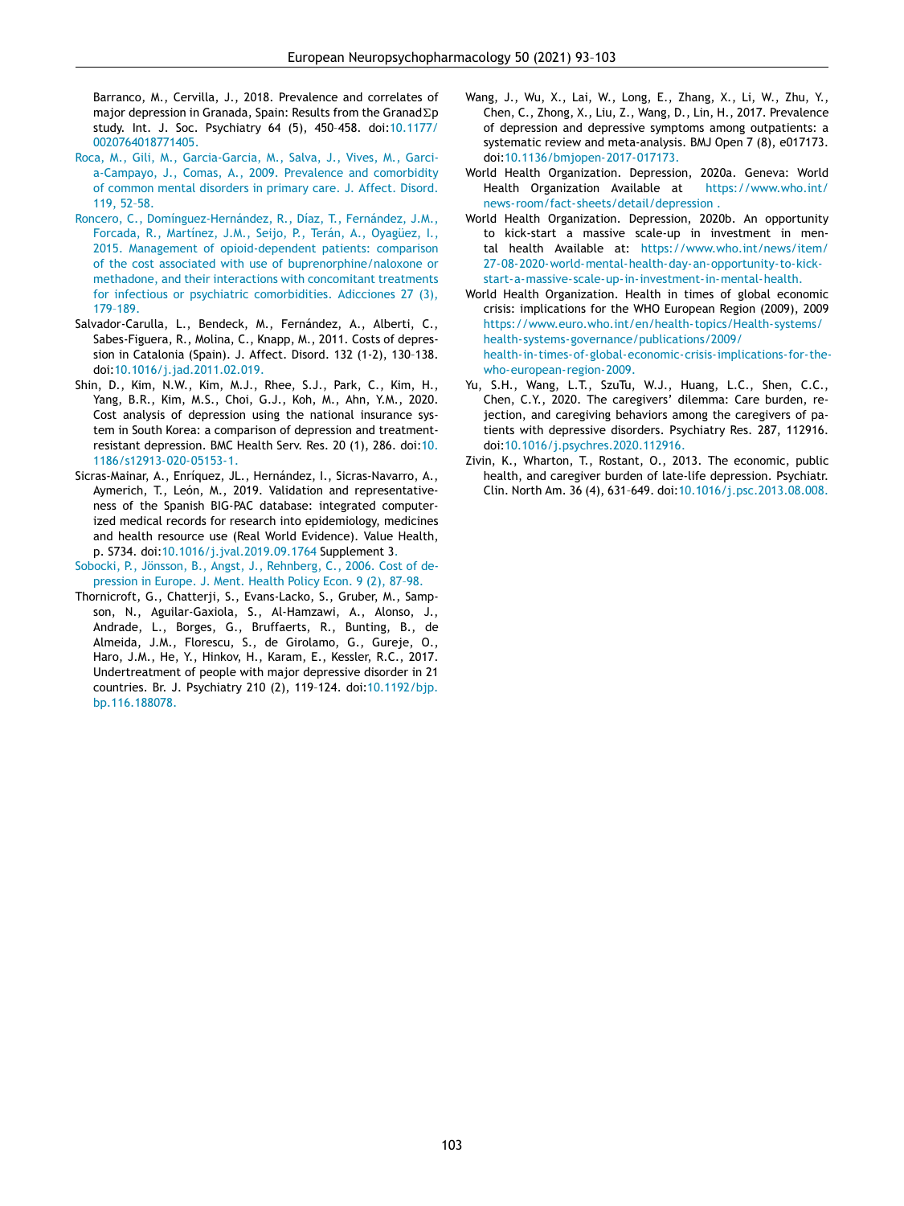Barranco, M., Cervilla, J., 2018. Prevalence and correlates of major depression in Granada, Spain: Results from the GranadΣp study. Int. J. Soc. Psychiatry 64 (5), 450–458. doi:10.1177/0020764018771405.

Roca, M., Gili, M., Garcia-Garcia, M., Salva, J., Vives, M., Garcia-Campayo, J., Comas, A., 2009. Prevalence and comorbidity of common mental disorders in primary care. J. Affect. Disord. 119, 52–58.

Roncero, C., Domínguez-Hernández, R., Díaz, T., Fernández, J.M., Forcada, R., Martínez, J.M., Seijo, P., Terán, A., Oyagüez, I., 2015. Management of opioid-dependent patients: comparison of the cost associated with use of buprenorphine/naloxone or methadone, and their interactions with concomitant treatments for infectious or psychiatric comorbidities. Adicciones 27 (3), 179–189.

Salvador-Carulla, L., Bendeck, M., Fernández, A., Alberti, C., Sabes-Figuera, R., Molina, C., Knapp, M., 2011. Costs of depression in Catalonia (Spain). J. Affect. Disord. 132 (1-2), 130–138. doi:10.1016/j.jad.2011.02.019.

Shin, D., Kim, N.W., Kim, M.J., Rhee, S.J., Park, C., Kim, H., Yang, B.R., Kim, M.S., Choi, G.J., Koh, M., Ahn, Y.M., 2020. Cost analysis of depression using the national insurance system in South Korea: a comparison of depression and treatment-resistant depression. BMC Health Serv. Res. 20 (1), 286. doi:10.1186/s12913-020-05153-1.

Sicras-Mainar, A., Enríquez, JL., Hernández, I., Sicras-Navarro, A., Aymerich, T., León, M., 2019. Validation and representativeness of the Spanish BIG-PAC database: integrated computerized medical records for research into epidemiology, medicines and health resource use (Real World Evidence). Value Health, p. S734. doi:10.1016/j.jval.2019.09.1764 Supplement 3.

Sobocki, P., Jönsson, B., Angst, J., Rehnberg, C., 2006. Cost of depression in Europe. J. Ment. Health Policy Econ. 9 (2), 87–98.

Thornicroft, G., Chatterji, S., Evans-Lacko, S., Gruber, M., Sampson, N., Aguilar-Gaxiola, S., Al-Hamzawi, A., Alonso, J., Andrade, L., Borges, G., Bruffaerts, R., Bunting, B., de Almeida, J.M., Florescu, S., de Girolamo, G., Gureje, O., Haro, J.M., He, Y., Hinkov, H., Karam, E., Kessler, R.C., 2017. Undertreatment of people with major depressive disorder in 21 countries. Br. J. Psychiatry 210 (2), 119–124. doi:10.1192/bjp.bp.116.188078.

Wang, J., Wu, X., Lai, W., Long, E., Zhang, X., Li, W., Zhu, Y., Chen, C., Zhong, X., Liu, Z., Wang, D., Lin, H., 2017. Prevalence of depression and depressive symptoms among outpatients: a systematic review and meta-analysis. BMJ Open 7 (8), e017173. doi:10.1136/bmjopen-2017-017173.

World Health Organization. Depression, 2020a. Geneva: World Health Organization Available at https://www.who.int/news-room/fact-sheets/detail/depression .

World Health Organization. Depression, 2020b. An opportunity to kick-start a massive scale-up in investment in mental health Available at: https://www.who.int/news/item/27-08-2020-world-mental-health-day-an-opportunity-to-kick-start-a-massive-scale-up-in-investment-in-mental-health.

World Health Organization. Health in times of global economic crisis: implications for the WHO European Region (2009), 2009 https://www.euro.who.int/en/health-topics/Health-systems/health-systems-governance/publications/2009/health-in-times-of-global-economic-crisis-implications-for-the-who-european-region-2009.

Yu, S.H., Wang, L.T., SzuTu, W.J., Huang, L.C., Shen, C.C., Chen, C.Y., 2020. The caregivers' dilemma: Care burden, rejection, and caregiving behaviors among the caregivers of patients with depressive disorders. Psychiatry Res. 287, 112916. doi:10.1016/j.psychres.2020.112916.

Zivin, K., Wharton, T., Rostant, O., 2013. The economic, public health, and caregiver burden of late-life depression. Psychiatr. Clin. North Am. 36 (4), 631–649. doi:10.1016/j.psc.2013.08.008.